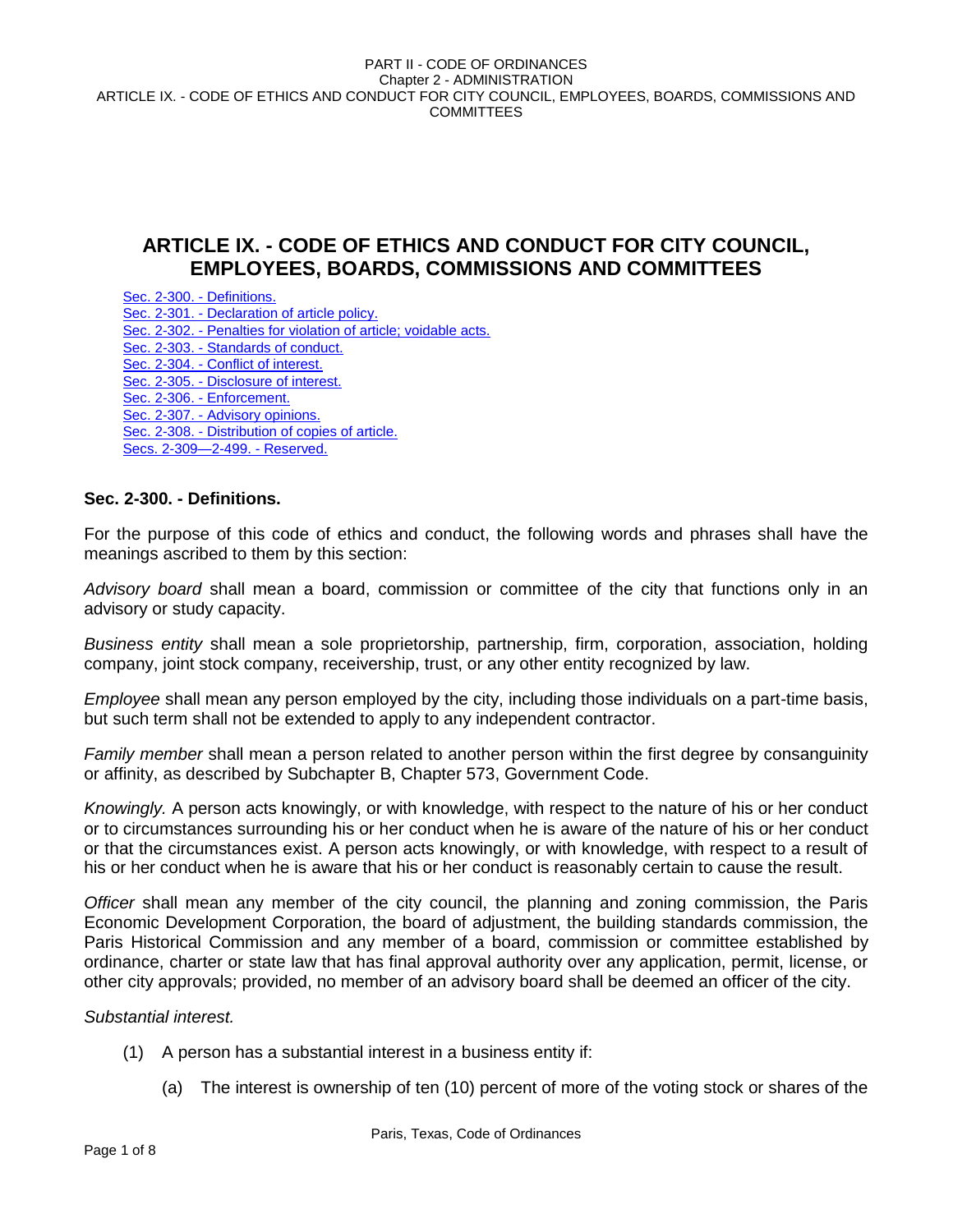# ARTICLE IX. - CODE OF ETHICS AND CONDUCT FOR CITY COUNCIL, EMPLOYEES, BOARDS, COMMISSIONS AND COMMITTEES

Sec. 2-300. - Definitions.
Sec. 2-301. - Declaration of article policy.
Sec. 2-302. - Penalties for violation of article; voidable acts.
Sec. 2-303. - Standards of conduct.
Sec. 2-304. - Conflict of interest.
Sec. 2-305. - Disclosure of interest.
Sec. 2-306. - Enforcement.
Sec. 2-307. - Advisory opinions.
Sec. 2-308. - Distribution of copies of article.
Secs. 2-309—2-499. - Reserved.

## Sec. 2-300. - Definitions.

For the purpose of this code of ethics and conduct, the following words and phrases shall have the meanings ascribed to them by this section:

*Advisory board* shall mean a board, commission or committee of the city that functions only in an advisory or study capacity.

*Business entity* shall mean a sole proprietorship, partnership, firm, corporation, association, holding company, joint stock company, receivership, trust, or any other entity recognized by law.

*Employee* shall mean any person employed by the city, including those individuals on a part-time basis, but such term shall not be extended to apply to any independent contractor.

*Family member* shall mean a person related to another person within the first degree by consanguinity or affinity, as described by Subchapter B, Chapter 573, Government Code.

*Knowingly.* A person acts knowingly, or with knowledge, with respect to the nature of his or her conduct or to circumstances surrounding his or her conduct when he is aware of the nature of his or her conduct or that the circumstances exist. A person acts knowingly, or with knowledge, with respect to a result of his or her conduct when he is aware that his or her conduct is reasonably certain to cause the result.

*Officer* shall mean any member of the city council, the planning and zoning commission, the Paris Economic Development Corporation, the board of adjustment, the building standards commission, the Paris Historical Commission and any member of a board, commission or committee established by ordinance, charter or state law that has final approval authority over any application, permit, license, or other city approvals; provided, no member of an advisory board shall be deemed an officer of the city.

*Substantial interest.*

(1) A person has a substantial interest in a business entity if:

(a) The interest is ownership of ten (10) percent of more of the voting stock or shares of the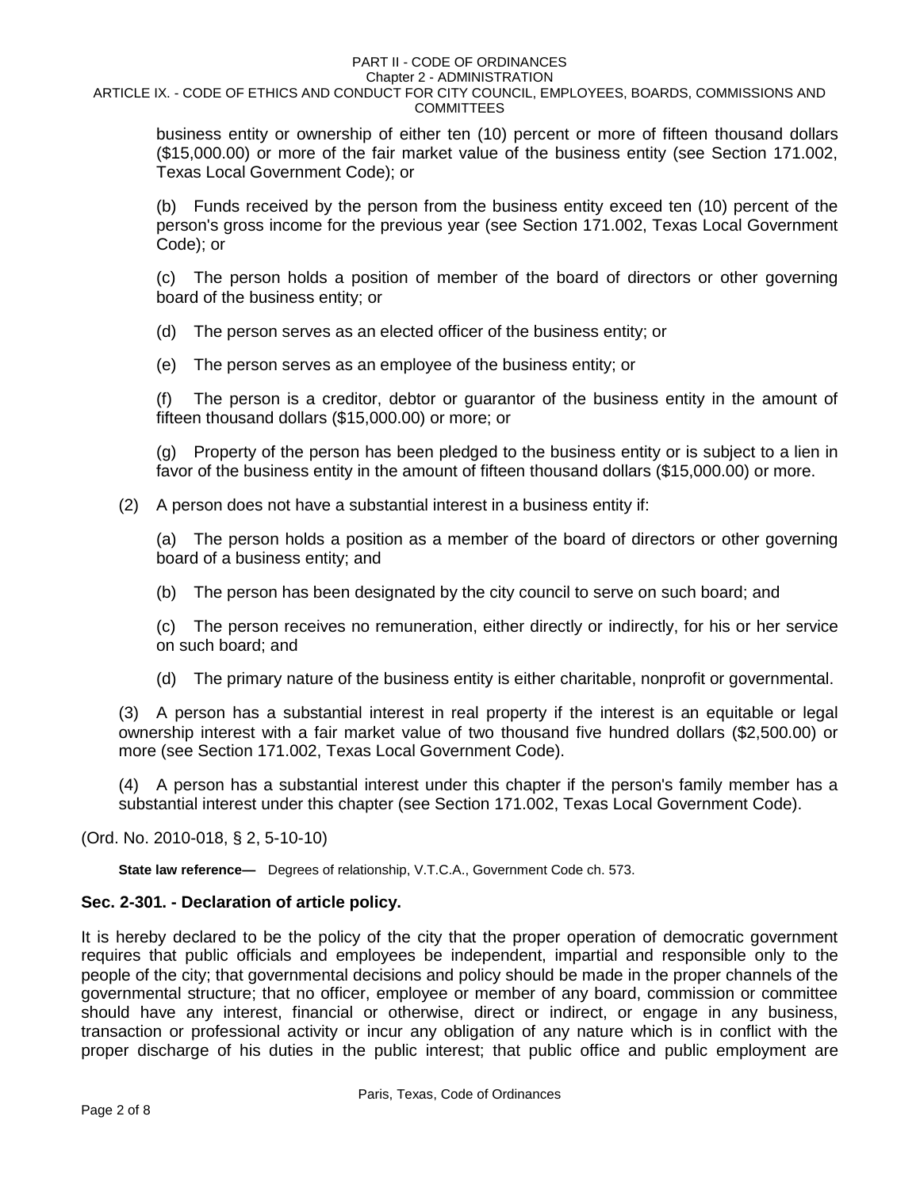business entity or ownership of either ten (10) percent or more of fifteen thousand dollars ($15,000.00) or more of the fair market value of the business entity (see Section 171.002, Texas Local Government Code); or

(b) Funds received by the person from the business entity exceed ten (10) percent of the person's gross income for the previous year (see Section 171.002, Texas Local Government Code); or

(c) The person holds a position of member of the board of directors or other governing board of the business entity; or

(d) The person serves as an elected officer of the business entity; or

(e) The person serves as an employee of the business entity; or

(f) The person is a creditor, debtor or guarantor of the business entity in the amount of fifteen thousand dollars ($15,000.00) or more; or

(g) Property of the person has been pledged to the business entity or is subject to a lien in favor of the business entity in the amount of fifteen thousand dollars ($15,000.00) or more.

(2) A person does not have a substantial interest in a business entity if:

(a) The person holds a position as a member of the board of directors or other governing board of a business entity; and

(b) The person has been designated by the city council to serve on such board; and

(c) The person receives no remuneration, either directly or indirectly, for his or her service on such board; and

(d) The primary nature of the business entity is either charitable, nonprofit or governmental.

(3) A person has a substantial interest in real property if the interest is an equitable or legal ownership interest with a fair market value of two thousand five hundred dollars ($2,500.00) or more (see Section 171.002, Texas Local Government Code).

(4) A person has a substantial interest under this chapter if the person's family member has a substantial interest under this chapter (see Section 171.002, Texas Local Government Code).

(Ord. No. 2010-018, § 2, 5-10-10)

**State law reference—** Degrees of relationship, V.T.C.A., Government Code ch. 573.

### Sec. 2-301. - Declaration of article policy.

It is hereby declared to be the policy of the city that the proper operation of democratic government requires that public officials and employees be independent, impartial and responsible only to the people of the city; that governmental decisions and policy should be made in the proper channels of the governmental structure; that no officer, employee or member of any board, commission or committee should have any interest, financial or otherwise, direct or indirect, or engage in any business, transaction or professional activity or incur any obligation of any nature which is in conflict with the proper discharge of his duties in the public interest; that public office and public employment are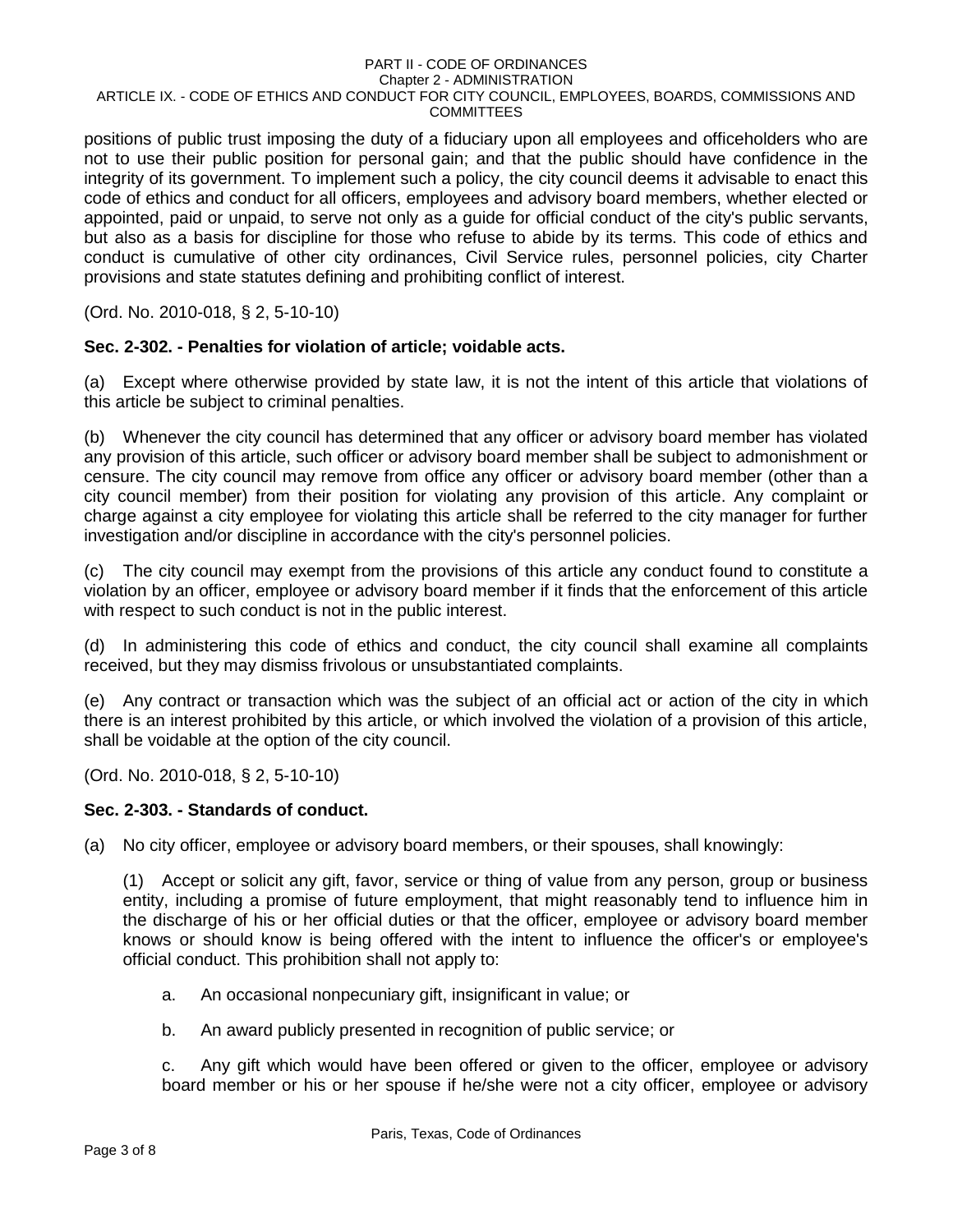positions of public trust imposing the duty of a fiduciary upon all employees and officeholders who are not to use their public position for personal gain; and that the public should have confidence in the integrity of its government. To implement such a policy, the city council deems it advisable to enact this code of ethics and conduct for all officers, employees and advisory board members, whether elected or appointed, paid or unpaid, to serve not only as a guide for official conduct of the city's public servants, but also as a basis for discipline for those who refuse to abide by its terms. This code of ethics and conduct is cumulative of other city ordinances, Civil Service rules, personnel policies, city Charter provisions and state statutes defining and prohibiting conflict of interest.

(Ord. No. 2010-018, § 2, 5-10-10)

**Sec. 2-302. - Penalties for violation of article; voidable acts.**

(a) Except where otherwise provided by state law, it is not the intent of this article that violations of this article be subject to criminal penalties.

(b) Whenever the city council has determined that any officer or advisory board member has violated any provision of this article, such officer or advisory board member shall be subject to admonishment or censure. The city council may remove from office any officer or advisory board member (other than a city council member) from their position for violating any provision of this article. Any complaint or charge against a city employee for violating this article shall be referred to the city manager for further investigation and/or discipline in accordance with the city's personnel policies.

(c) The city council may exempt from the provisions of this article any conduct found to constitute a violation by an officer, employee or advisory board member if it finds that the enforcement of this article with respect to such conduct is not in the public interest.

(d) In administering this code of ethics and conduct, the city council shall examine all complaints received, but they may dismiss frivolous or unsubstantiated complaints.

(e) Any contract or transaction which was the subject of an official act or action of the city in which there is an interest prohibited by this article, or which involved the violation of a provision of this article, shall be voidable at the option of the city council.

(Ord. No. 2010-018, § 2, 5-10-10)

**Sec. 2-303. - Standards of conduct.**

(a) No city officer, employee or advisory board members, or their spouses, shall knowingly:

(1) Accept or solicit any gift, favor, service or thing of value from any person, group or business entity, including a promise of future employment, that might reasonably tend to influence him in the discharge of his or her official duties or that the officer, employee or advisory board member knows or should know is being offered with the intent to influence the officer's or employee's official conduct. This prohibition shall not apply to:

a. An occasional nonpecuniary gift, insignificant in value; or

b. An award publicly presented in recognition of public service; or

c. Any gift which would have been offered or given to the officer, employee or advisory board member or his or her spouse if he/she were not a city officer, employee or advisory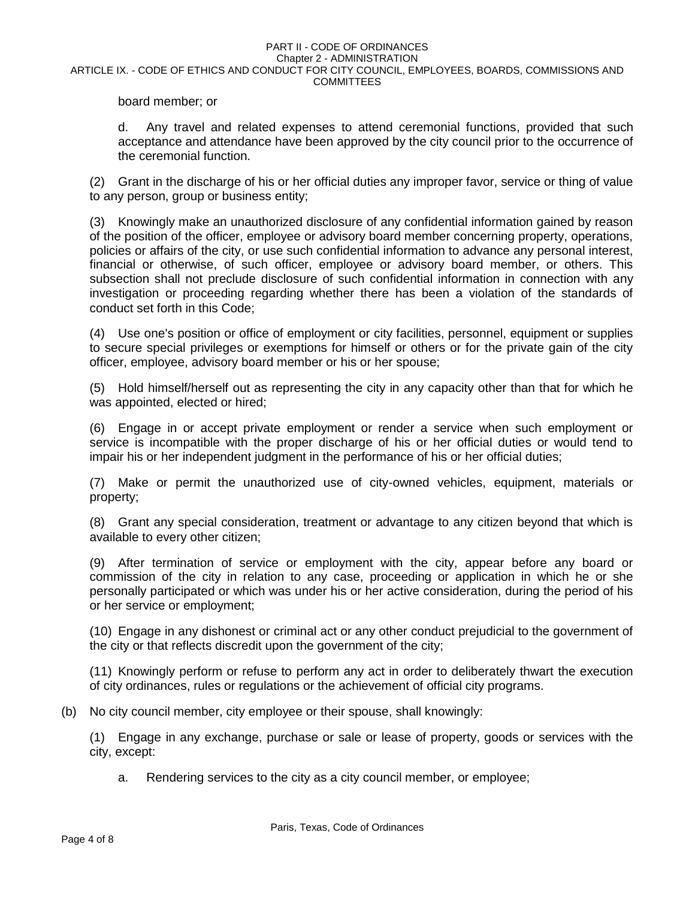board member; or

d. Any travel and related expenses to attend ceremonial functions, provided that such acceptance and attendance have been approved by the city council prior to the occurrence of the ceremonial function.

(2) Grant in the discharge of his or her official duties any improper favor, service or thing of value to any person, group or business entity;

(3) Knowingly make an unauthorized disclosure of any confidential information gained by reason of the position of the officer, employee or advisory board member concerning property, operations, policies or affairs of the city, or use such confidential information to advance any personal interest, financial or otherwise, of such officer, employee or advisory board member, or others. This subsection shall not preclude disclosure of such confidential information in connection with any investigation or proceeding regarding whether there has been a violation of the standards of conduct set forth in this Code;

(4) Use one's position or office of employment or city facilities, personnel, equipment or supplies to secure special privileges or exemptions for himself or others or for the private gain of the city officer, employee, advisory board member or his or her spouse;

(5) Hold himself/herself out as representing the city in any capacity other than that for which he was appointed, elected or hired;

(6) Engage in or accept private employment or render a service when such employment or service is incompatible with the proper discharge of his or her official duties or would tend to impair his or her independent judgment in the performance of his or her official duties;

(7) Make or permit the unauthorized use of city-owned vehicles, equipment, materials or property;

(8) Grant any special consideration, treatment or advantage to any citizen beyond that which is available to every other citizen;

(9) After termination of service or employment with the city, appear before any board or commission of the city in relation to any case, proceeding or application in which he or she personally participated or which was under his or her active consideration, during the period of his or her service or employment;

(10) Engage in any dishonest or criminal act or any other conduct prejudicial to the government of the city or that reflects discredit upon the government of the city;

(11) Knowingly perform or refuse to perform any act in order to deliberately thwart the execution of city ordinances, rules or regulations or the achievement of official city programs.

(b) No city council member, city employee or their spouse, shall knowingly:

(1) Engage in any exchange, purchase or sale or lease of property, goods or services with the city, except:

a. Rendering services to the city as a city council member, or employee;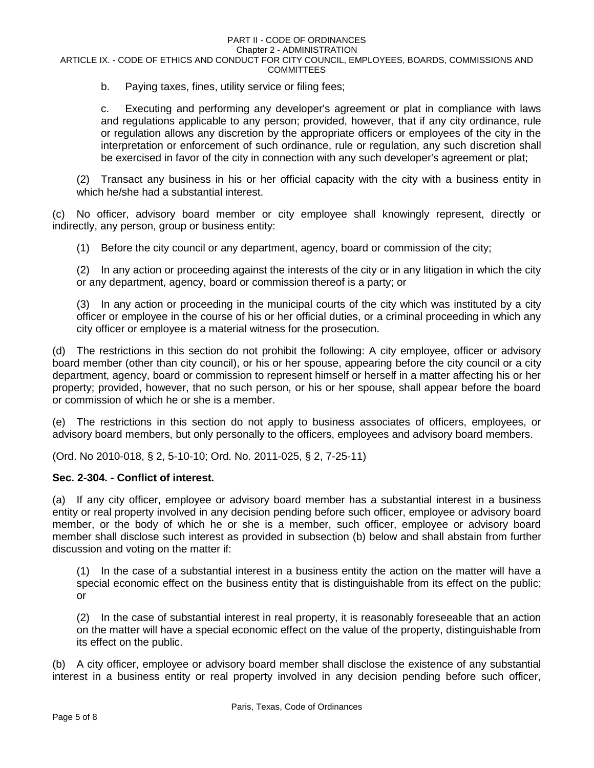b. Paying taxes, fines, utility service or filing fees;

c. Executing and performing any developer's agreement or plat in compliance with laws and regulations applicable to any person; provided, however, that if any city ordinance, rule or regulation allows any discretion by the appropriate officers or employees of the city in the interpretation or enforcement of such ordinance, rule or regulation, any such discretion shall be exercised in favor of the city in connection with any such developer's agreement or plat;

(2) Transact any business in his or her official capacity with the city with a business entity in which he/she had a substantial interest.

(c) No officer, advisory board member or city employee shall knowingly represent, directly or indirectly, any person, group or business entity:

(1) Before the city council or any department, agency, board or commission of the city;

(2) In any action or proceeding against the interests of the city or in any litigation in which the city or any department, agency, board or commission thereof is a party; or

(3) In any action or proceeding in the municipal courts of the city which was instituted by a city officer or employee in the course of his or her official duties, or a criminal proceeding in which any city officer or employee is a material witness for the prosecution.

(d) The restrictions in this section do not prohibit the following: A city employee, officer or advisory board member (other than city council), or his or her spouse, appearing before the city council or a city department, agency, board or commission to represent himself or herself in a matter affecting his or her property; provided, however, that no such person, or his or her spouse, shall appear before the board or commission of which he or she is a member.

(e) The restrictions in this section do not apply to business associates of officers, employees, or advisory board members, but only personally to the officers, employees and advisory board members.

(Ord. No 2010-018, § 2, 5-10-10; Ord. No. 2011-025, § 2, 7-25-11)

**Sec. 2-304. - Conflict of interest.**

(a) If any city officer, employee or advisory board member has a substantial interest in a business entity or real property involved in any decision pending before such officer, employee or advisory board member, or the body of which he or she is a member, such officer, employee or advisory board member shall disclose such interest as provided in subsection (b) below and shall abstain from further discussion and voting on the matter if:

(1) In the case of a substantial interest in a business entity the action on the matter will have a special economic effect on the business entity that is distinguishable from its effect on the public; or

(2) In the case of substantial interest in real property, it is reasonably foreseeable that an action on the matter will have a special economic effect on the value of the property, distinguishable from its effect on the public.

(b) A city officer, employee or advisory board member shall disclose the existence of any substantial interest in a business entity or real property involved in any decision pending before such officer,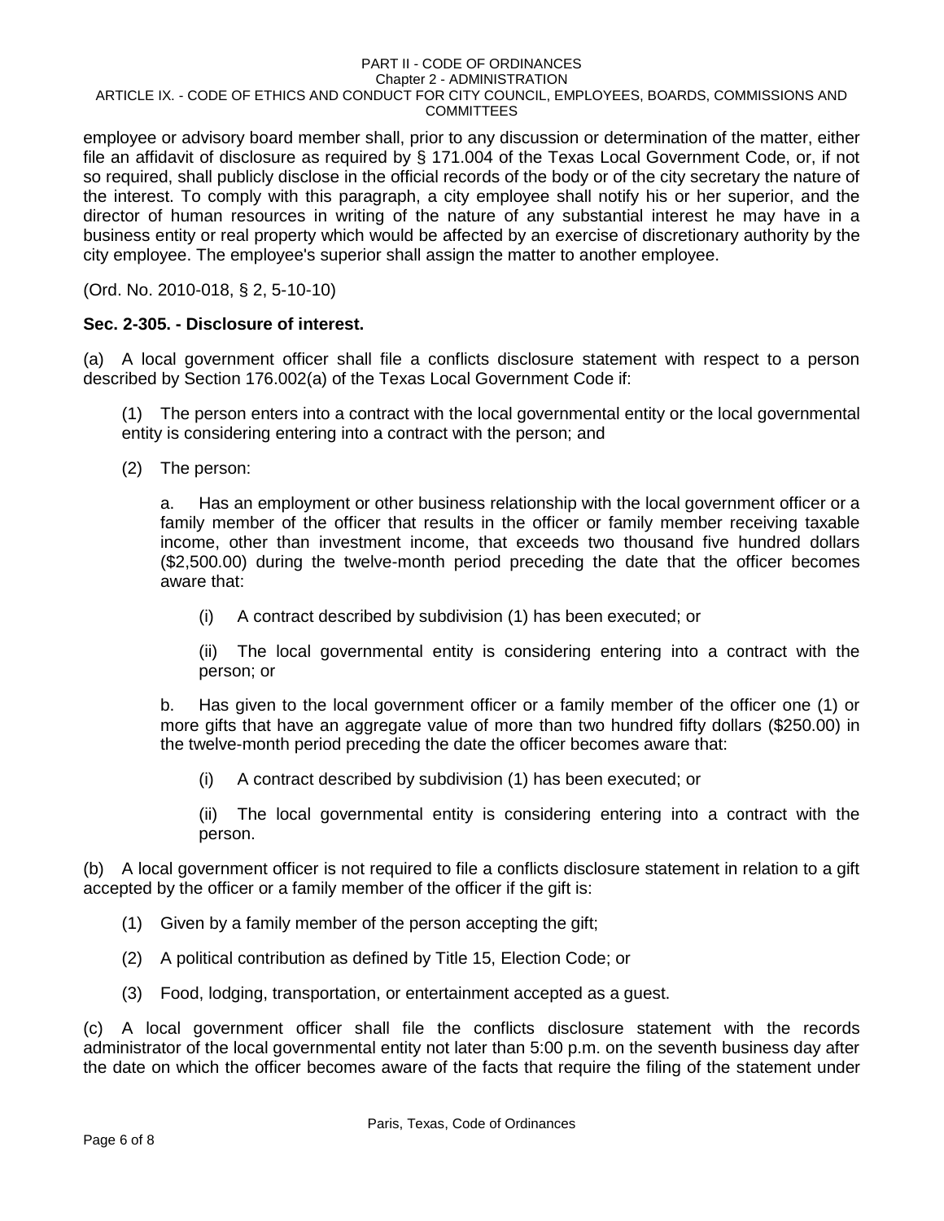employee or advisory board member shall, prior to any discussion or determination of the matter, either file an affidavit of disclosure as required by § 171.004 of the Texas Local Government Code, or, if not so required, shall publicly disclose in the official records of the body or of the city secretary the nature of the interest. To comply with this paragraph, a city employee shall notify his or her superior, and the director of human resources in writing of the nature of any substantial interest he may have in a business entity or real property which would be affected by an exercise of discretionary authority by the city employee. The employee's superior shall assign the matter to another employee.

(Ord. No. 2010-018, § 2, 5-10-10)

**Sec. 2-305. - Disclosure of interest.**

(a) A local government officer shall file a conflicts disclosure statement with respect to a person described by Section 176.002(a) of the Texas Local Government Code if:

(1) The person enters into a contract with the local governmental entity or the local governmental entity is considering entering into a contract with the person; and

(2) The person:

a. Has an employment or other business relationship with the local government officer or a family member of the officer that results in the officer or family member receiving taxable income, other than investment income, that exceeds two thousand five hundred dollars ($2,500.00) during the twelve-month period preceding the date that the officer becomes aware that:

(i) A contract described by subdivision (1) has been executed; or

(ii) The local governmental entity is considering entering into a contract with the person; or

b. Has given to the local government officer or a family member of the officer one (1) or more gifts that have an aggregate value of more than two hundred fifty dollars ($250.00) in the twelve-month period preceding the date the officer becomes aware that:

(i) A contract described by subdivision (1) has been executed; or

(ii) The local governmental entity is considering entering into a contract with the person.

(b) A local government officer is not required to file a conflicts disclosure statement in relation to a gift accepted by the officer or a family member of the officer if the gift is:

(1) Given by a family member of the person accepting the gift;

(2) A political contribution as defined by Title 15, Election Code; or

(3) Food, lodging, transportation, or entertainment accepted as a guest.

(c) A local government officer shall file the conflicts disclosure statement with the records administrator of the local governmental entity not later than 5:00 p.m. on the seventh business day after the date on which the officer becomes aware of the facts that require the filing of the statement under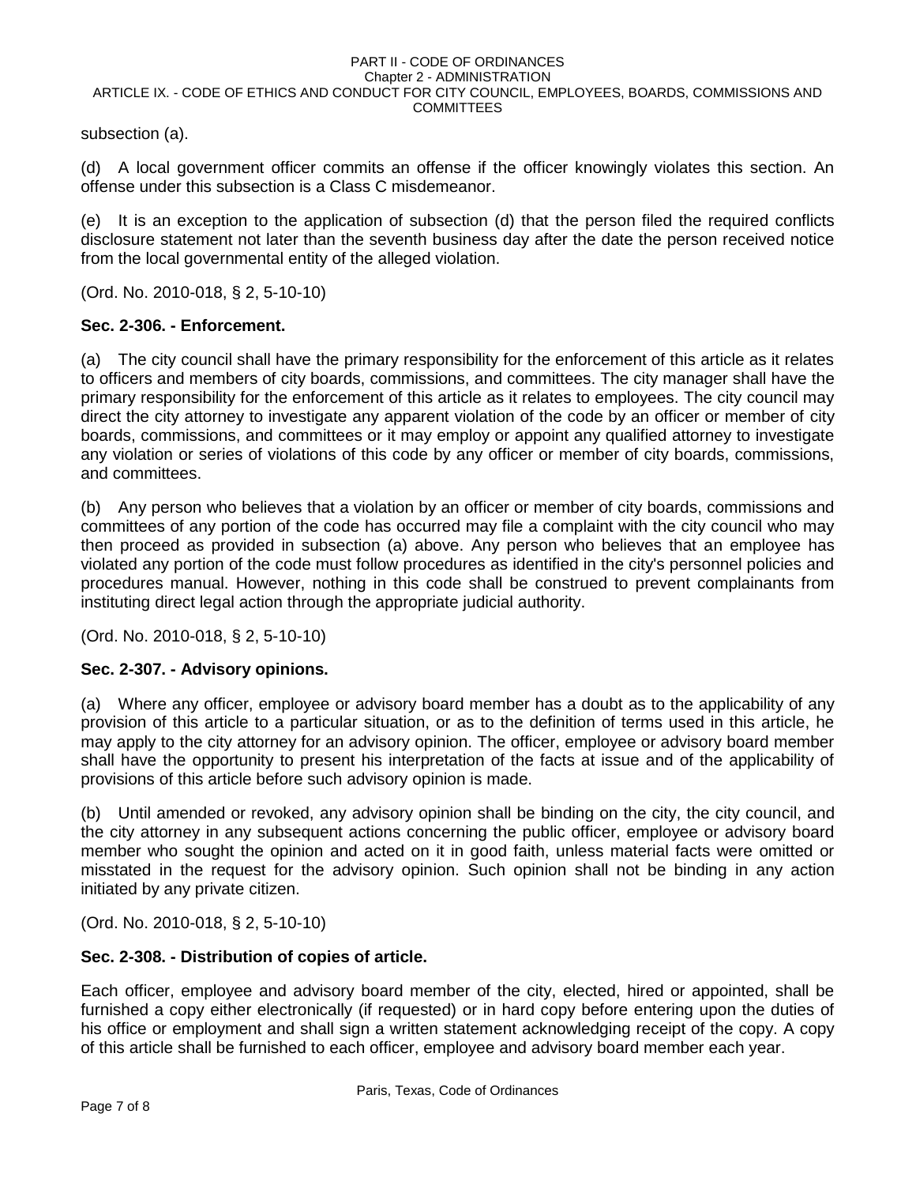subsection (a).

(d) A local government officer commits an offense if the officer knowingly violates this section. An offense under this subsection is a Class C misdemeanor.

(e) It is an exception to the application of subsection (d) that the person filed the required conflicts disclosure statement not later than the seventh business day after the date the person received notice from the local governmental entity of the alleged violation.

(Ord. No. 2010-018, § 2, 5-10-10)

**Sec. 2-306. - Enforcement.**

(a) The city council shall have the primary responsibility for the enforcement of this article as it relates to officers and members of city boards, commissions, and committees. The city manager shall have the primary responsibility for the enforcement of this article as it relates to employees. The city council may direct the city attorney to investigate any apparent violation of the code by an officer or member of city boards, commissions, and committees or it may employ or appoint any qualified attorney to investigate any violation or series of violations of this code by any officer or member of city boards, commissions, and committees.

(b) Any person who believes that a violation by an officer or member of city boards, commissions and committees of any portion of the code has occurred may file a complaint with the city council who may then proceed as provided in subsection (a) above. Any person who believes that an employee has violated any portion of the code must follow procedures as identified in the city's personnel policies and procedures manual. However, nothing in this code shall be construed to prevent complainants from instituting direct legal action through the appropriate judicial authority.

(Ord. No. 2010-018, § 2, 5-10-10)

**Sec. 2-307. - Advisory opinions.**

(a) Where any officer, employee or advisory board member has a doubt as to the applicability of any provision of this article to a particular situation, or as to the definition of terms used in this article, he may apply to the city attorney for an advisory opinion. The officer, employee or advisory board member shall have the opportunity to present his interpretation of the facts at issue and of the applicability of provisions of this article before such advisory opinion is made.

(b) Until amended or revoked, any advisory opinion shall be binding on the city, the city council, and the city attorney in any subsequent actions concerning the public officer, employee or advisory board member who sought the opinion and acted on it in good faith, unless material facts were omitted or misstated in the request for the advisory opinion. Such opinion shall not be binding in any action initiated by any private citizen.

(Ord. No. 2010-018, § 2, 5-10-10)

**Sec. 2-308. - Distribution of copies of article.**

Each officer, employee and advisory board member of the city, elected, hired or appointed, shall be furnished a copy either electronically (if requested) or in hard copy before entering upon the duties of his office or employment and shall sign a written statement acknowledging receipt of the copy. A copy of this article shall be furnished to each officer, employee and advisory board member each year.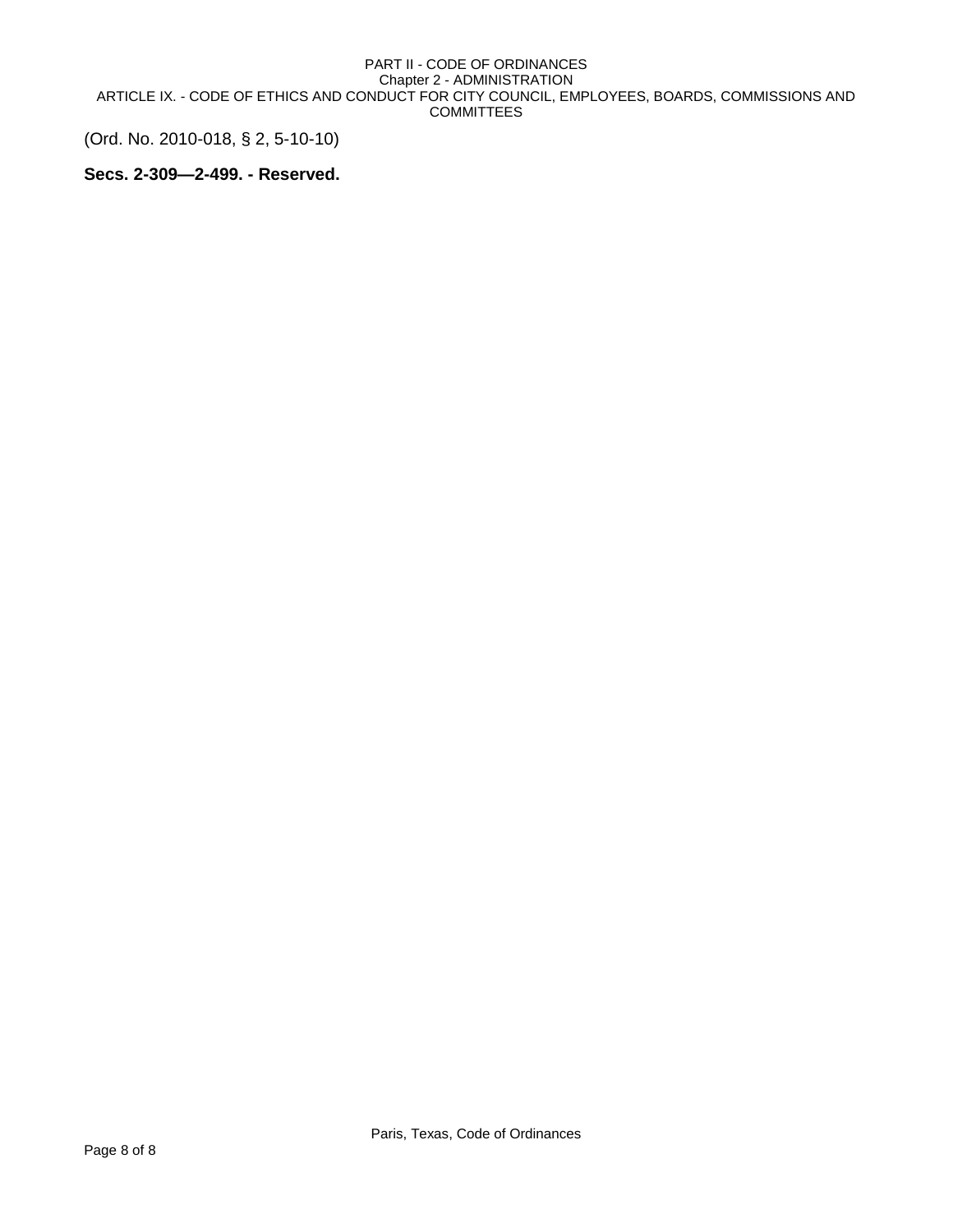(Ord. No. 2010-018, § 2, 5-10-10)

**Secs. 2-309—2-499. - Reserved.**